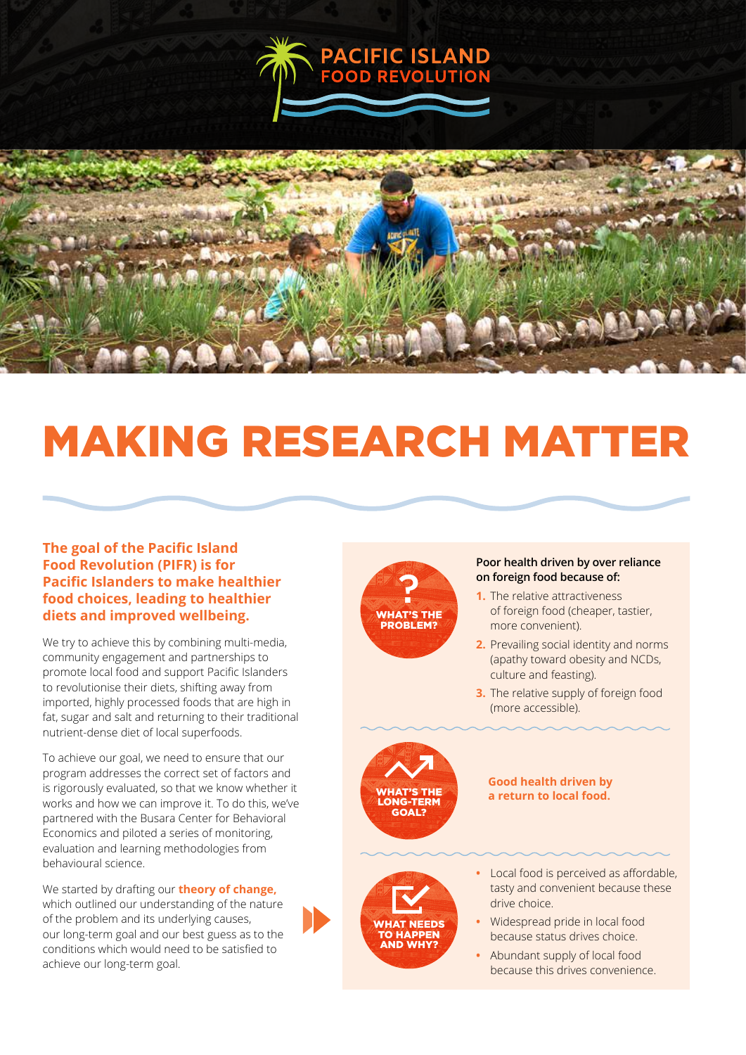PACIFIC ISLAND FOOD REVOLUTION

# MAKING RESEARCH MATTER

**The goal of the Pacific Island Food Revolution (PIFR) is for Pacific Islanders to make healthier food choices, leading to healthier diets and improved wellbeing.**

We try to achieve this by combining multi-media, community engagement and partnerships to promote local food and support Pacific Islanders to revolutionise their diets, shifting away from imported, highly processed foods that are high in fat, sugar and salt and returning to their traditional nutrient-dense diet of local superfoods.

To achieve our goal, we need to ensure that our program addresses the correct set of factors and is rigorously evaluated, so that we know whether it works and how we can improve it. To do this, we've partnered with the Busara Center for Behavioral Economics and piloted a series of monitoring, evaluation and learning methodologies from behavioural science.

We started by drafting our **theory of change,** which outlined our understanding of the nature of the problem and its underlying causes, our long-term goal and our best guess as to the conditions which would need to be satisfied to achieve our long-term goal.

### WHAT'S THE PROBLEM?

**Poor health driven by over reliance on foreign food because of:**

1. The relative attractiveness of foreign food (cheaper, tastier, more convenient).
2. Prevailing social identity and norms (apathy toward obesity and NCDs, culture and feasting).
3. The relative supply of foreign food (more accessible).

### WHAT'S THE LONG-TERM GOAL?

**Good health driven by a return to local food.**

### WHAT NEEDS TO HAPPEN AND WHY?

- Local food is perceived as affordable, tasty and convenient because these drive choice.
- Widespread pride in local food because status drives choice.
- Abundant supply of local food because this drives convenience.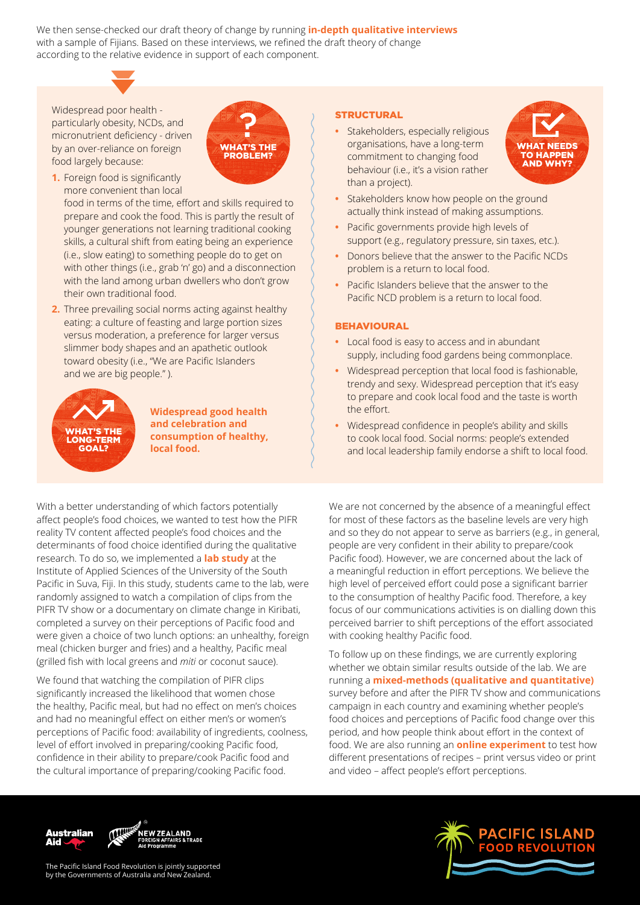We then sense-checked our draft theory of change by running **in-depth qualitative interviews** with a sample of Fijians. Based on these interviews, we refined the draft theory of change according to the relative evidence in support of each component.

**WHAT'S THE PROBLEM?**

Widespread poor health - particularly obesity, NCDs, and micronutrient deficiency - driven by an over-reliance on foreign food largely because:

1. Foreign food is significantly more convenient than local food in terms of the time, effort and skills required to prepare and cook the food. This is partly the result of younger generations not learning traditional cooking skills, a cultural shift from eating being an experience (i.e., slow eating) to something people do to get on with other things (i.e., grab 'n' go) and a disconnection with the land among urban dwellers who don't grow their own traditional food.
2. Three prevailing social norms acting against healthy eating: a culture of feasting and large portion sizes versus moderation, a preference for larger versus slimmer body shapes and an apathetic outlook toward obesity (i.e., "We are Pacific Islanders and we are big people." ).

**WHAT'S THE LONG-TERM GOAL?**

**Widespread good health and celebration and consumption of healthy, local food.**

**WHAT NEEDS TO HAPPEN AND WHY?**

### STRUCTURAL

- Stakeholders, especially religious organisations, have a long-term commitment to changing food behaviour (i.e., it's a vision rather than a project).
- Stakeholders know how people on the ground actually think instead of making assumptions.
- Pacific governments provide high levels of support (e.g., regulatory pressure, sin taxes, etc.).
- Donors believe that the answer to the Pacific NCDs problem is a return to local food.
- Pacific Islanders believe that the answer to the Pacific NCD problem is a return to local food.

### BEHAVIOURAL

- Local food is easy to access and in abundant supply, including food gardens being commonplace.
- Widespread perception that local food is fashionable, trendy and sexy. Widespread perception that it's easy to prepare and cook local food and the taste is worth the effort.
- Widespread confidence in people's ability and skills to cook local food. Social norms: people's extended and local leadership family endorse a shift to local food.

With a better understanding of which factors potentially affect people's food choices, we wanted to test how the PIFR reality TV content affected people's food choices and the determinants of food choice identified during the qualitative research. To do so, we implemented a **lab study** at the Institute of Applied Sciences of the University of the South Pacific in Suva, Fiji. In this study, students came to the lab, were randomly assigned to watch a compilation of clips from the PIFR TV show or a documentary on climate change in Kiribati, completed a survey on their perceptions of Pacific food and were given a choice of two lunch options: an unhealthy, foreign meal (chicken burger and fries) and a healthy, Pacific meal (grilled fish with local greens and *miti* or coconut sauce).

We found that watching the compilation of PIFR clips significantly increased the likelihood that women chose the healthy, Pacific meal, but had no effect on men's choices and had no meaningful effect on either men's or women's perceptions of Pacific food: availability of ingredients, coolness, level of effort involved in preparing/cooking Pacific food, confidence in their ability to prepare/cook Pacific food and the cultural importance of preparing/cooking Pacific food.

We are not concerned by the absence of a meaningful effect for most of these factors as the baseline levels are very high and so they do not appear to serve as barriers (e.g., in general, people are very confident in their ability to prepare/cook Pacific food). However, we are concerned about the lack of a meaningful reduction in effort perceptions. We believe the high level of perceived effort could pose a significant barrier to the consumption of healthy Pacific food. Therefore, a key focus of our communications activities is on dialling down this perceived barrier to shift perceptions of the effort associated with cooking healthy Pacific food.

To follow up on these findings, we are currently exploring whether we obtain similar results outside of the lab. We are running a **mixed-methods (qualitative and quantitative)** survey before and after the PIFR TV show and communications campaign in each country and examining whether people's food choices and perceptions of Pacific food change over this period, and how people think about effort in the context of food. We are also running an **online experiment** to test how different presentations of recipes – print versus video or print and video – affect people's effort perceptions.

The Pacific Island Food Revolution is jointly supported by the Governments of Australia and New Zealand.